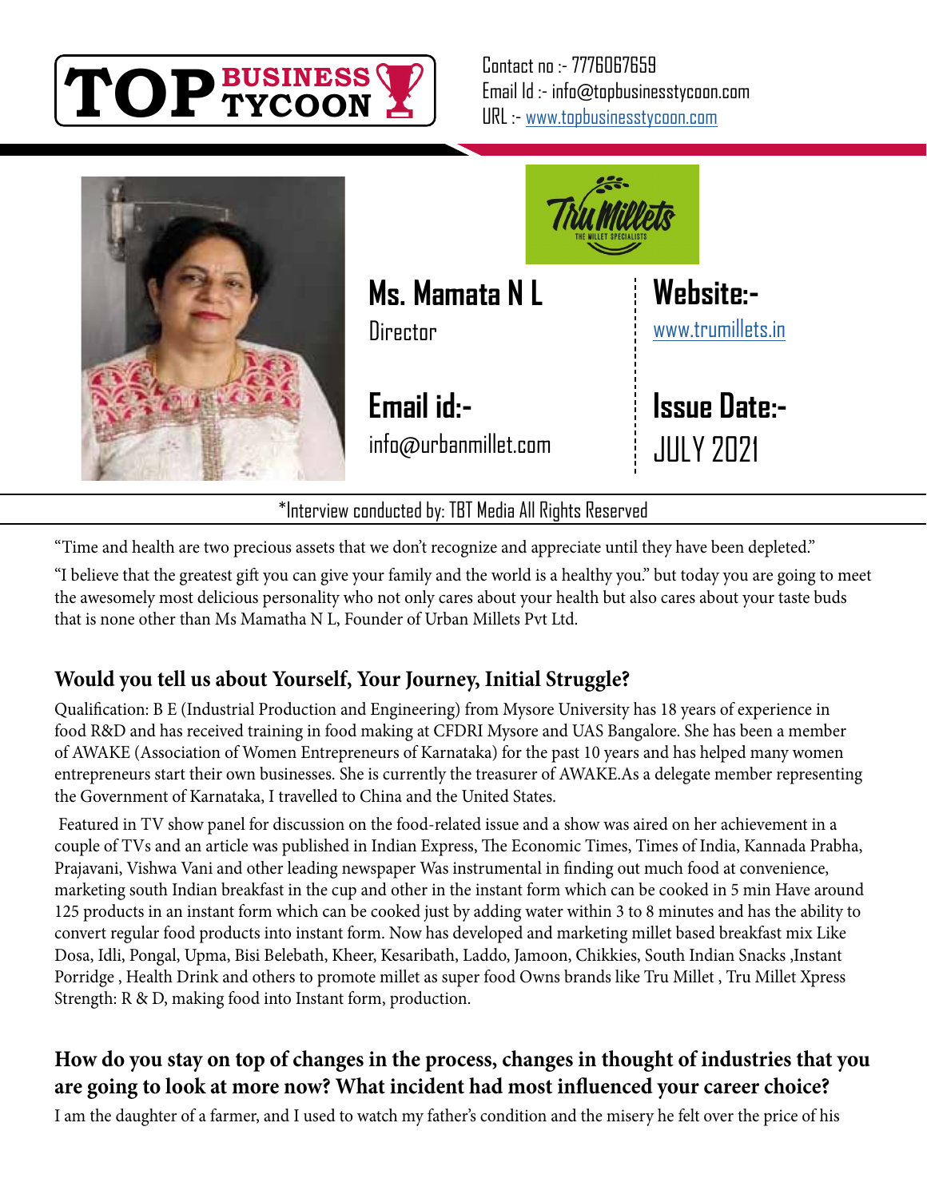TOP BUSINESS TYCOON

Contact no :- 7776067659
Email Id :- info@topbusinesstycoon.com
URL :- www.topbusinesstycoon.com

**Ms. Mamata N L**
Director

**Website:-**
www.trumillets.in

**Email id:-**
info@urbanmillet.com

**Issue Date:-**
JULY 2021

*Interview conducted by: TBT Media All Rights Reserved

"Time and health are two precious assets that we don't recognize and appreciate until they have been depleted."

"I believe that the greatest gift you can give your family and the world is a healthy you." but today you are going to meet the awesomely most delicious personality who not only cares about your health but also cares about your taste buds that is none other than Ms Mamatha N L, Founder of Urban Millets Pvt Ltd.

## Would you tell us about Yourself, Your Journey, Initial Struggle?

Qualification: B E (Industrial Production and Engineering) from Mysore University has 18 years of experience in food R&D and has received training in food making at CFDRI Mysore and UAS Bangalore. She has been a member of AWAKE (Association of Women Entrepreneurs of Karnataka) for the past 10 years and has helped many women entrepreneurs start their own businesses. She is currently the treasurer of AWAKE.As a delegate member representing the Government of Karnataka, I travelled to China and the United States.

Featured in TV show panel for discussion on the food-related issue and a show was aired on her achievement in a couple of TVs and an article was published in Indian Express, The Economic Times, Times of India, Kannada Prabha, Prajavani, Vishwa Vani and other leading newspaper Was instrumental in finding out much food at convenience, marketing south Indian breakfast in the cup and other in the instant form which can be cooked in 5 min Have around 125 products in an instant form which can be cooked just by adding water within 3 to 8 minutes and has the ability to convert regular food products into instant form. Now has developed and marketing millet based breakfast mix Like Dosa, Idli, Pongal, Upma, Bisi Belebath, Kheer, Kesaribath, Laddo, Jamoon, Chikkies, South Indian Snacks ,Instant Porridge , Health Drink and others to promote millet as super food Owns brands like Tru Millet , Tru Millet Xpress Strength: R & D, making food into Instant form, production.

## How do you stay on top of changes in the process, changes in thought of industries that you are going to look at more now? What incident had most influenced your career choice?

I am the daughter of a farmer, and I used to watch my father's condition and the misery he felt over the price of his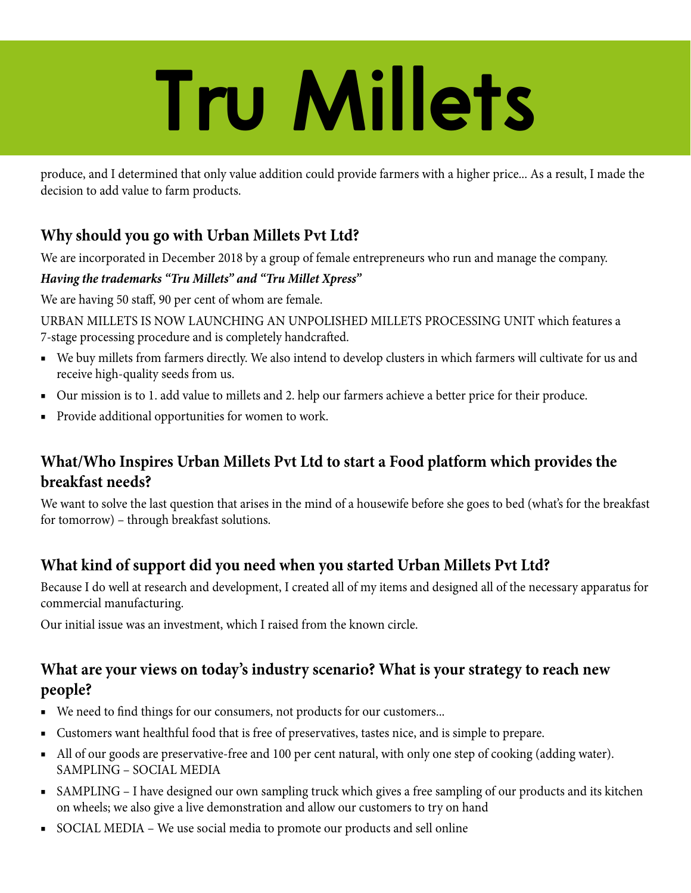# Tru Millets

produce, and I determined that only value addition could provide farmers with a higher price... As a result, I made the decision to add value to farm products.

## Why should you go with Urban Millets Pvt Ltd?

We are incorporated in December 2018 by a group of female entrepreneurs who run and manage the company.

***Having the trademarks "Tru Millets" and "Tru Millet Xpress"***

We are having 50 staff, 90 per cent of whom are female.

URBAN MILLETS IS NOW LAUNCHING AN UNPOLISHED MILLETS PROCESSING UNIT which features a 7-stage processing procedure and is completely handcrafted.

- We buy millets from farmers directly. We also intend to develop clusters in which farmers will cultivate for us and receive high-quality seeds from us.
- Our mission is to 1. add value to millets and 2. help our farmers achieve a better price for their produce.
- Provide additional opportunities for women to work.

## What/Who Inspires Urban Millets Pvt Ltd to start a Food platform which provides the breakfast needs?

We want to solve the last question that arises in the mind of a housewife before she goes to bed (what's for the breakfast for tomorrow) – through breakfast solutions.

## What kind of support did you need when you started Urban Millets Pvt Ltd?

Because I do well at research and development, I created all of my items and designed all of the necessary apparatus for commercial manufacturing.

Our initial issue was an investment, which I raised from the known circle.

## What are your views on today's industry scenario? What is your strategy to reach new people?

- We need to find things for our consumers, not products for our customers...
- Customers want healthful food that is free of preservatives, tastes nice, and is simple to prepare.
- All of our goods are preservative-free and 100 per cent natural, with only one step of cooking (adding water). SAMPLING – SOCIAL MEDIA
- SAMPLING – I have designed our own sampling truck which gives a free sampling of our products and its kitchen on wheels; we also give a live demonstration and allow our customers to try on hand
- SOCIAL MEDIA – We use social media to promote our products and sell online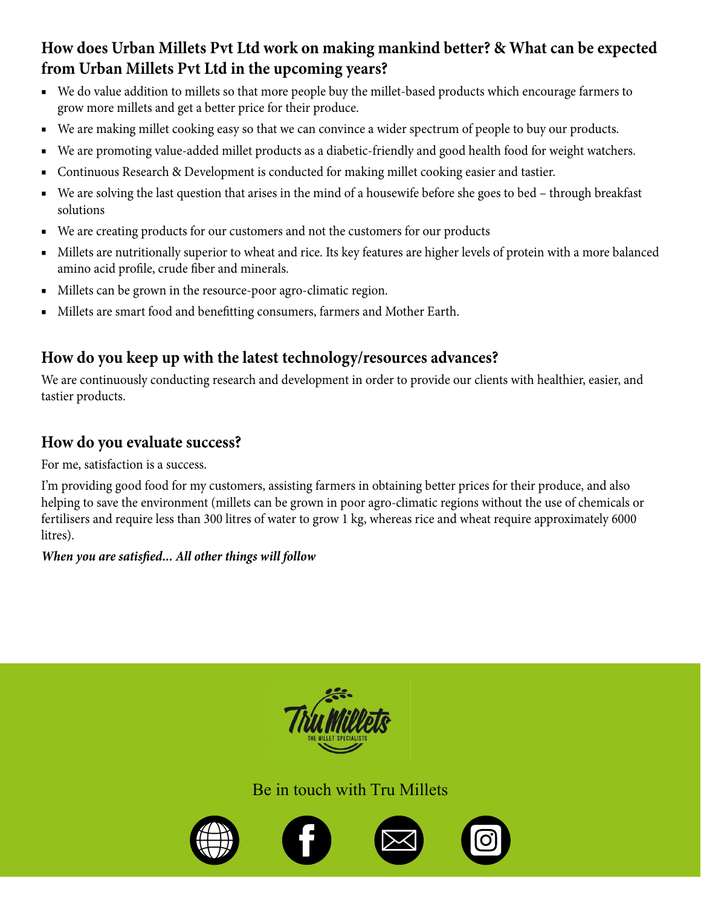## How does Urban Millets Pvt Ltd work on making mankind better? & What can be expected from Urban Millets Pvt Ltd in the upcoming years?

- We do value addition to millets so that more people buy the millet-based products which encourage farmers to grow more millets and get a better price for their produce.
- We are making millet cooking easy so that we can convince a wider spectrum of people to buy our products.
- We are promoting value-added millet products as a diabetic-friendly and good health food for weight watchers.
- Continuous Research & Development is conducted for making millet cooking easier and tastier.
- We are solving the last question that arises in the mind of a housewife before she goes to bed – through breakfast solutions
- We are creating products for our customers and not the customers for our products
- Millets are nutritionally superior to wheat and rice. Its key features are higher levels of protein with a more balanced amino acid profile, crude fiber and minerals.
- Millets can be grown in the resource-poor agro-climatic region.
- Millets are smart food and benefitting consumers, farmers and Mother Earth.

## How do you keep up with the latest technology/resources advances?

We are continuously conducting research and development in order to provide our clients with healthier, easier, and tastier products.

## How do you evaluate success?

For me, satisfaction is a success.

I'm providing good food for my customers, assisting farmers in obtaining better prices for their produce, and also helping to save the environment (millets can be grown in poor agro-climatic regions without the use of chemicals or fertilisers and require less than 300 litres of water to grow 1 kg, whereas rice and wheat require approximately 6000 litres).

***When you are satisfied... All other things will follow***

Tru Millets

THE MILLET SPECIALISTS

Be in touch with Tru Millets